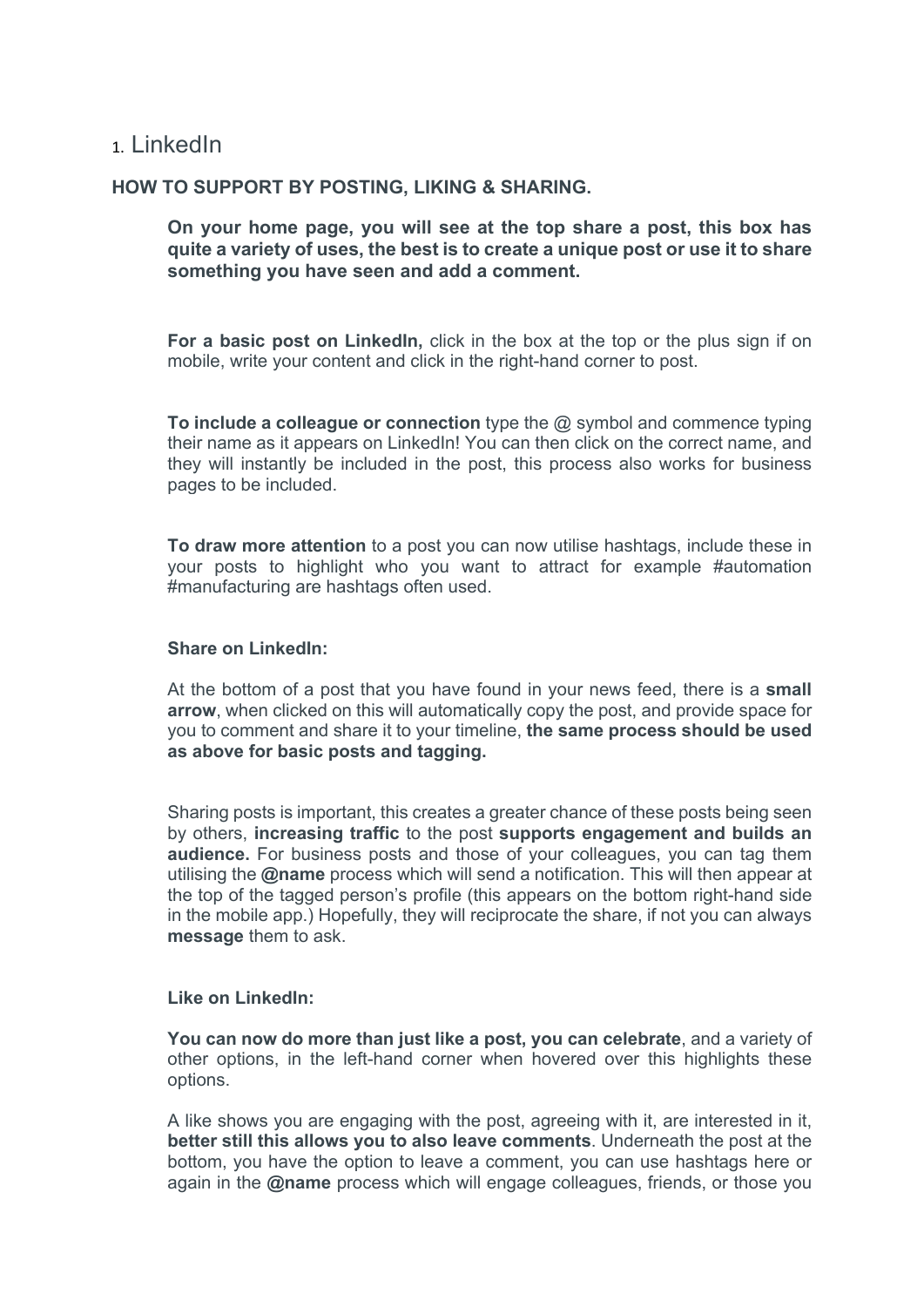## 1. LinkedIn

**HOW TO SUPPORT BY POSTING, LIKING & SHARING.**

**On your home page, you will see at the top share a post, this box has quite a variety of uses, the best is to create a unique post or use it to share something you have seen and add a comment.**

**For a basic post on LinkedIn,** click in the box at the top or the plus sign if on mobile, write your content and click in the right-hand corner to post.

**To include a colleague or connection** type the @ symbol and commence typing their name as it appears on LinkedIn! You can then click on the correct name, and they will instantly be included in the post, this process also works for business pages to be included.

**To draw more attention** to a post you can now utilise hashtags, include these in your posts to highlight who you want to attract for example #automation #manufacturing are hashtags often used.

**Share on LinkedIn:**

At the bottom of a post that you have found in your news feed, there is a **small arrow**, when clicked on this will automatically copy the post, and provide space for you to comment and share it to your timeline, **the same process should be used as above for basic posts and tagging.**

Sharing posts is important, this creates a greater chance of these posts being seen by others, **increasing traffic** to the post **supports engagement and builds an audience.** For business posts and those of your colleagues, you can tag them utilising the **@name** process which will send a notification. This will then appear at the top of the tagged person's profile (this appears on the bottom right-hand side in the mobile app.) Hopefully, they will reciprocate the share, if not you can always **message** them to ask.

**Like on LinkedIn:**

**You can now do more than just like a post, you can celebrate**, and a variety of other options, in the left-hand corner when hovered over this highlights these options.

A like shows you are engaging with the post, agreeing with it, are interested in it, **better still this allows you to also leave comments**. Underneath the post at the bottom, you have the option to leave a comment, you can use hashtags here or again in the **@name** process which will engage colleagues, friends, or those you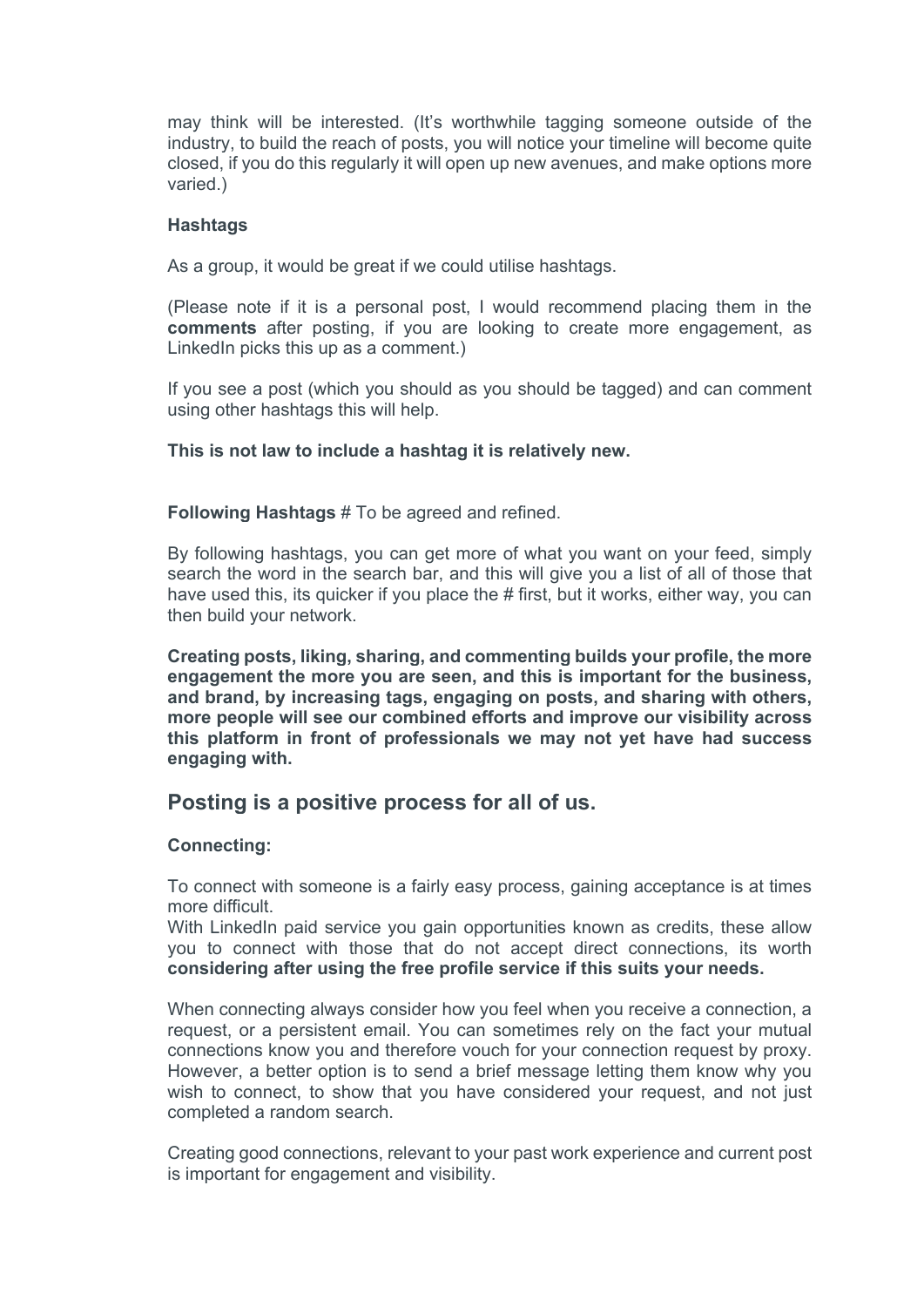may think will be interested. (It's worthwhile tagging someone outside of the industry, to build the reach of posts, you will notice your timeline will become quite closed, if you do this regularly it will open up new avenues, and make options more varied.)

**Hashtags**

As a group, it would be great if we could utilise hashtags.

(Please note if it is a personal post, I would recommend placing them in the **comments** after posting, if you are looking to create more engagement, as LinkedIn picks this up as a comment.)

If you see a post (which you should as you should be tagged) and can comment using other hashtags this will help.

**This is not law to include a hashtag it is relatively new.**

**Following Hashtags** # To be agreed and refined.

By following hashtags, you can get more of what you want on your feed, simply search the word in the search bar, and this will give you a list of all of those that have used this, its quicker if you place the # first, but it works, either way, you can then build your network.

**Creating posts, liking, sharing, and commenting builds your profile, the more engagement the more you are seen, and this is important for the business, and brand, by increasing tags, engaging on posts, and sharing with others, more people will see our combined efforts and improve our visibility across this platform in front of professionals we may not yet have had success engaging with.**

## Posting is a positive process for all of us.

**Connecting:**

To connect with someone is a fairly easy process, gaining acceptance is at times more difficult.
With LinkedIn paid service you gain opportunities known as credits, these allow you to connect with those that do not accept direct connections, its worth **considering after using the free profile service if this suits your needs.**

When connecting always consider how you feel when you receive a connection, a request, or a persistent email. You can sometimes rely on the fact your mutual connections know you and therefore vouch for your connection request by proxy. However, a better option is to send a brief message letting them know why you wish to connect, to show that you have considered your request, and not just completed a random search.

Creating good connections, relevant to your past work experience and current post is important for engagement and visibility.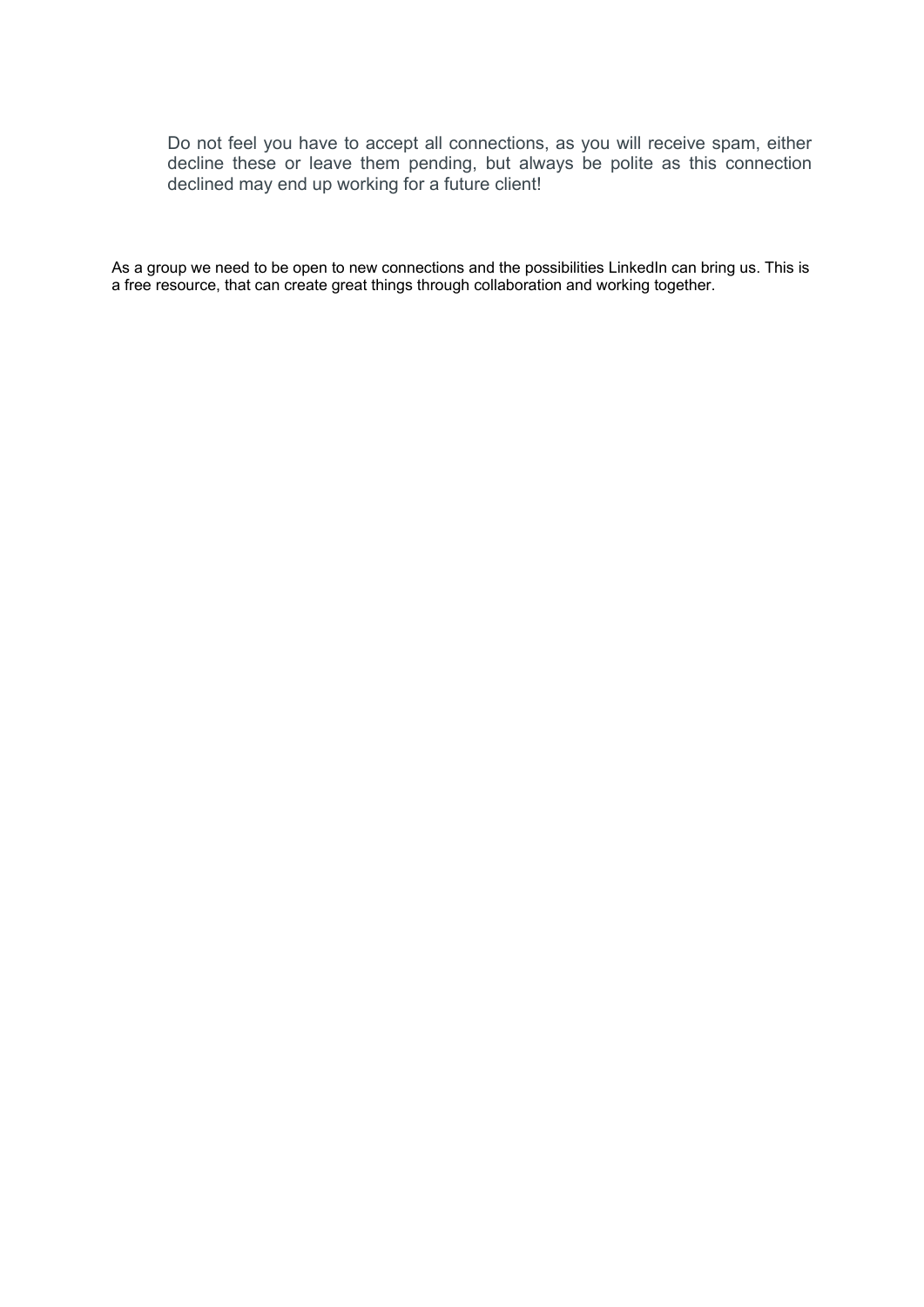Do not feel you have to accept all connections, as you will receive spam, either decline these or leave them pending, but always be polite as this connection declined may end up working for a future client!

As a group we need to be open to new connections and the possibilities LinkedIn can bring us. This is a free resource, that can create great things through collaboration and working together.